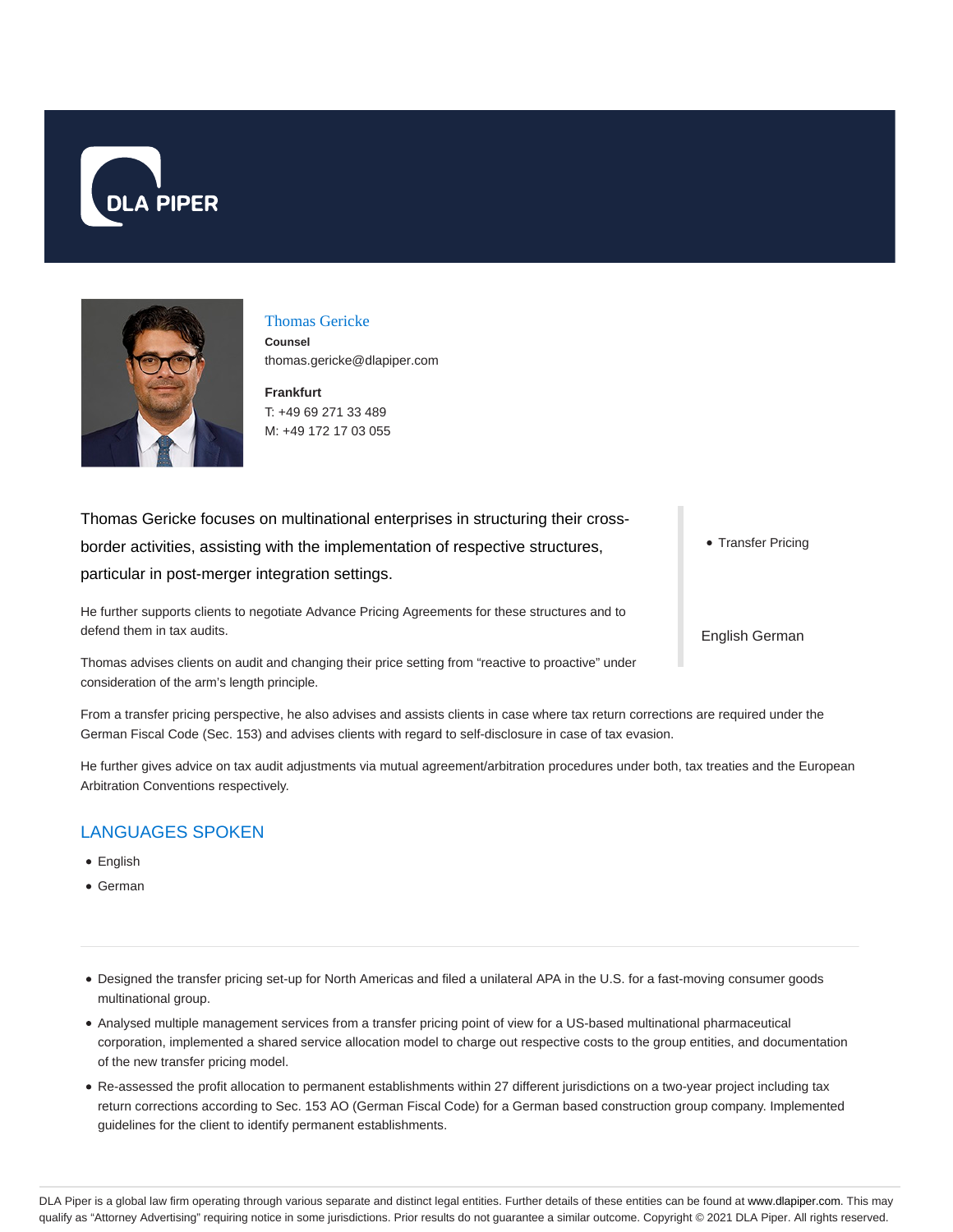# Thomas Gericke

**Counsel**

thomas.gericke@dlapiper.com

**Frankfurt**

T: +49 69 271 33 489

M: +49 172 17 03 055

Thomas Gericke focuses on multinational enterprises in structuring their cross-border activities, assisting with the implementation of respective structures, particular in post-merger integration settings.

He further supports clients to negotiate Advance Pricing Agreements for these structures and to defend them in tax audits.

Thomas advises clients on audit and changing their price setting from "reactive to proactive" under consideration of the arm's length principle.

From a transfer pricing perspective, he also advises and assists clients in case where tax return corrections are required under the German Fiscal Code (Sec. 153) and advises clients with regard to self-disclosure in case of tax evasion.

He further gives advice on tax audit adjustments via mutual agreement/arbitration procedures under both, tax treaties and the European Arbitration Conventions respectively.

- Transfer Pricing

English German

## LANGUAGES SPOKEN

- English
- German

---

- Designed the transfer pricing set-up for North Americas and filed a unilateral APA in the U.S. for a fast-moving consumer goods multinational group.
- Analysed multiple management services from a transfer pricing point of view for a US-based multinational pharmaceutical corporation, implemented a shared service allocation model to charge out respective costs to the group entities, and documentation of the new transfer pricing model.
- Re-assessed the profit allocation to permanent establishments within 27 different jurisdictions on a two-year project including tax return corrections according to Sec. 153 AO (German Fiscal Code) for a German based construction group company. Implemented guidelines for the client to identify permanent establishments.

DLA Piper is a global law firm operating through various separate and distinct legal entities. Further details of these entities can be found at www.dlapiper.com. This may qualify as "Attorney Advertising" requiring notice in some jurisdictions. Prior results do not guarantee a similar outcome. Copyright © 2021 DLA Piper. All rights reserved.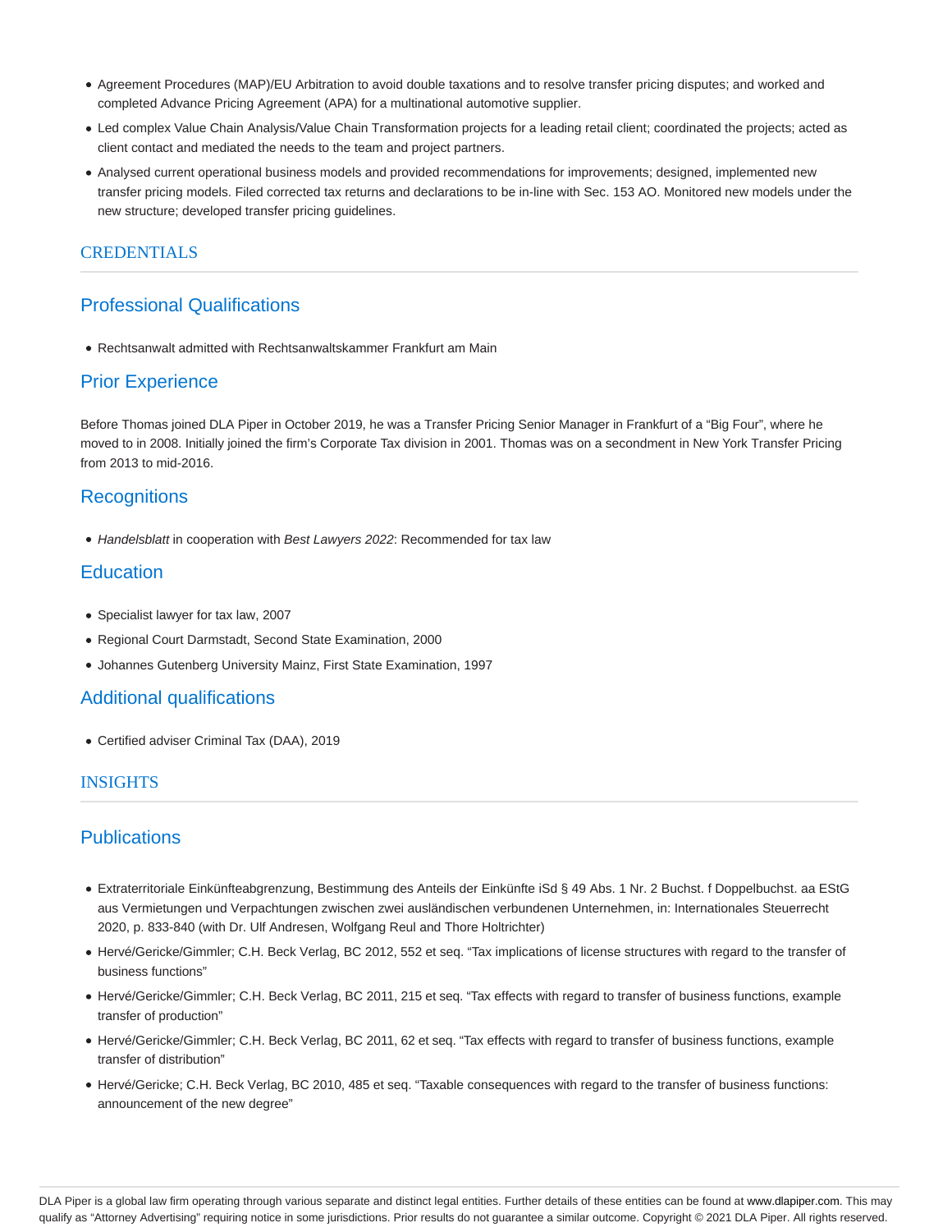- Agreement Procedures (MAP)/EU Arbitration to avoid double taxations and to resolve transfer pricing disputes; and worked and completed Advance Pricing Agreement (APA) for a multinational automotive supplier.
- Led complex Value Chain Analysis/Value Chain Transformation projects for a leading retail client; coordinated the projects; acted as client contact and mediated the needs to the team and project partners.
- Analysed current operational business models and provided recommendations for improvements; designed, implemented new transfer pricing models. Filed corrected tax returns and declarations to be in-line with Sec. 153 AO. Monitored new models under the new structure; developed transfer pricing guidelines.

# CREDENTIALS

## Professional Qualifications

- Rechtsanwalt admitted with Rechtsanwaltskammer Frankfurt am Main

## Prior Experience

Before Thomas joined DLA Piper in October 2019, he was a Transfer Pricing Senior Manager in Frankfurt of a "Big Four", where he moved to in 2008. Initially joined the firm's Corporate Tax division in 2001. Thomas was on a secondment in New York Transfer Pricing from 2013 to mid-2016.

## Recognitions

- *Handelsblatt* in cooperation with *Best Lawyers 2022*: Recommended for tax law

## Education

- Specialist lawyer for tax law, 2007
- Regional Court Darmstadt, Second State Examination, 2000
- Johannes Gutenberg University Mainz, First State Examination, 1997

## Additional qualifications

- Certified adviser Criminal Tax (DAA), 2019

# INSIGHTS

## Publications

- Extraterritoriale Einkünfteabgrenzung, Bestimmung des Anteils der Einkünfte iSd § 49 Abs. 1 Nr. 2 Buchst. f Doppelbuchst. aa EStG aus Vermietungen und Verpachtungen zwischen zwei ausländischen verbundenen Unternehmen, in: Internationales Steuerrecht 2020, p. 833-840 (with Dr. Ulf Andresen, Wolfgang Reul and Thore Holtrichter)
- Hervé/Gericke/Gimmler; C.H. Beck Verlag, BC 2012, 552 et seq. "Tax implications of license structures with regard to the transfer of business functions"
- Hervé/Gericke/Gimmler; C.H. Beck Verlag, BC 2011, 215 et seq. "Tax effects with regard to transfer of business functions, example transfer of production"
- Hervé/Gericke/Gimmler; C.H. Beck Verlag, BC 2011, 62 et seq. "Tax effects with regard to transfer of business functions, example transfer of distribution"
- Hervé/Gericke; C.H. Beck Verlag, BC 2010, 485 et seq. "Taxable consequences with regard to the transfer of business functions: announcement of the new degree"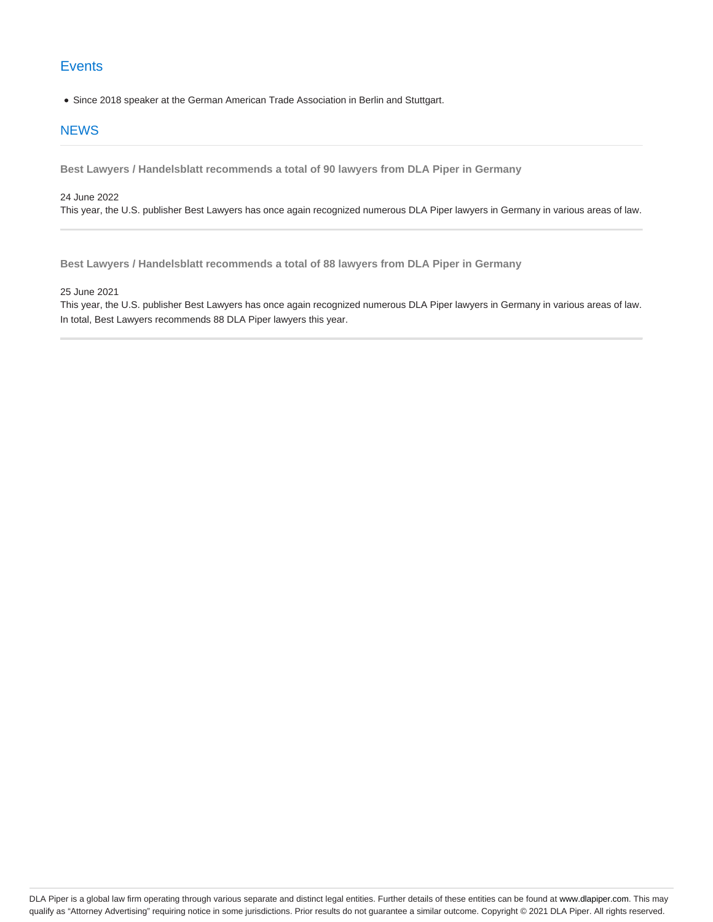## Events

- Since 2018 speaker at the German American Trade Association in Berlin and Stuttgart.

## NEWS

**Best Lawyers / Handelsblatt recommends a total of 90 lawyers from DLA Piper in Germany**

24 June 2022

This year, the U.S. publisher Best Lawyers has once again recognized numerous DLA Piper lawyers in Germany in various areas of law.

**Best Lawyers / Handelsblatt recommends a total of 88 lawyers from DLA Piper in Germany**

25 June 2021

This year, the U.S. publisher Best Lawyers has once again recognized numerous DLA Piper lawyers in Germany in various areas of law. In total, Best Lawyers recommends 88 DLA Piper lawyers this year.

DLA Piper is a global law firm operating through various separate and distinct legal entities. Further details of these entities can be found at www.dlapiper.com. This may qualify as "Attorney Advertising" requiring notice in some jurisdictions. Prior results do not guarantee a similar outcome. Copyright © 2021 DLA Piper. All rights reserved.